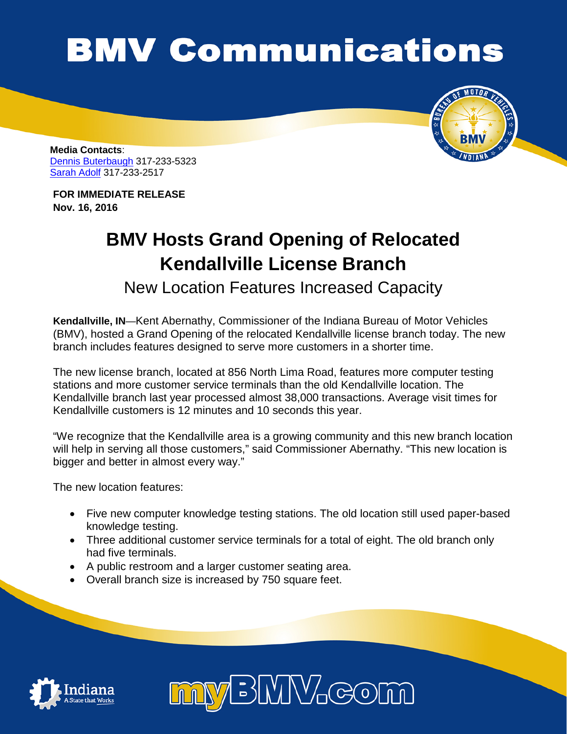# BMV Communications

**Media Contacts**:
Dennis Buterbaugh 317-233-5323
Sarah Adolf 317-233-2517

**FOR IMMEDIATE RELEASE**
**Nov. 16, 2016**

## BMV Hosts Grand Opening of Relocated Kendallville License Branch

### New Location Features Increased Capacity

**Kendallville, IN**—Kent Abernathy, Commissioner of the Indiana Bureau of Motor Vehicles (BMV), hosted a Grand Opening of the relocated Kendallville license branch today. The new branch includes features designed to serve more customers in a shorter time.

The new license branch, located at 856 North Lima Road, features more computer testing stations and more customer service terminals than the old Kendallville location. The Kendallville branch last year processed almost 38,000 transactions. Average visit times for Kendallville customers is 12 minutes and 10 seconds this year.

"We recognize that the Kendallville area is a growing community and this new branch location will help in serving all those customers," said Commissioner Abernathy. "This new location is bigger and better in almost every way."

The new location features:

- Five new computer knowledge testing stations. The old location still used paper-based knowledge testing.
- Three additional customer service terminals for a total of eight. The old branch only had five terminals.
- A public restroom and a larger customer seating area.
- Overall branch size is increased by 750 square feet.

Indiana A State that Works

myBMV.com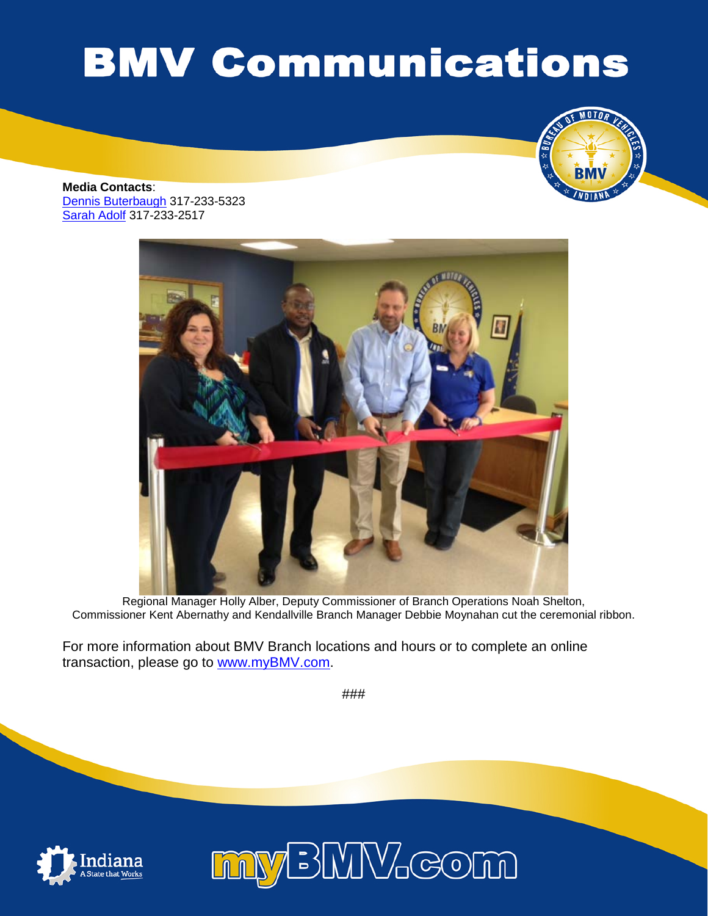# BMV Communications

**Media Contacts**:
Dennis Buterbaugh 317-233-5323
Sarah Adolf 317-233-2517

Regional Manager Holly Alber, Deputy Commissioner of Branch Operations Noah Shelton, Commissioner Kent Abernathy and Kendallville Branch Manager Debbie Moynahan cut the ceremonial ribbon.

For more information about BMV Branch locations and hours or to complete an online transaction, please go to www.myBMV.com.

###

Indiana A State that Works

myBMV.com